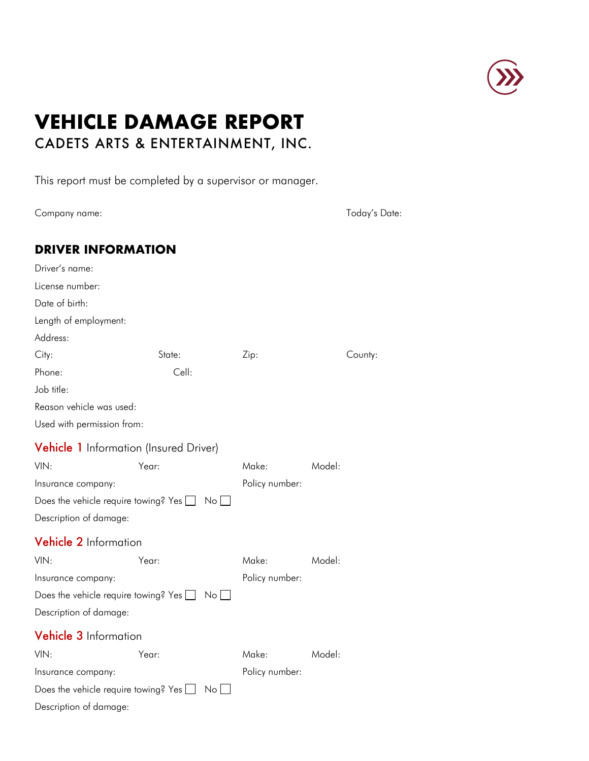# VEHICLE DAMAGE REPORT

CADETS ARTS & ENTERTAINMENT, INC.

This report must be completed by a supervisor or manager.

Company name: Today's Date:

## DRIVER INFORMATION

Driver's name:

License number:

Date of birth:

Length of employment:

Address:

City: State: Zip: County:

Phone: Cell:

Job title:

Reason vehicle was used:

Used with permission from:

### Vehicle 1 Information (Insured Driver)

VIN: Year: Make: Model:

Insurance company: Policy number:

Does the vehicle require towing? Yes ☐ No ☐

Description of damage:

### Vehicle 2 Information

VIN: Year: Make: Model:

Insurance company: Policy number:

Does the vehicle require towing? Yes ☐ No ☐

Description of damage:

### Vehicle 3 Information

VIN: Year: Make: Model:

Insurance company: Policy number:

Does the vehicle require towing? Yes ☐ No ☐

Description of damage: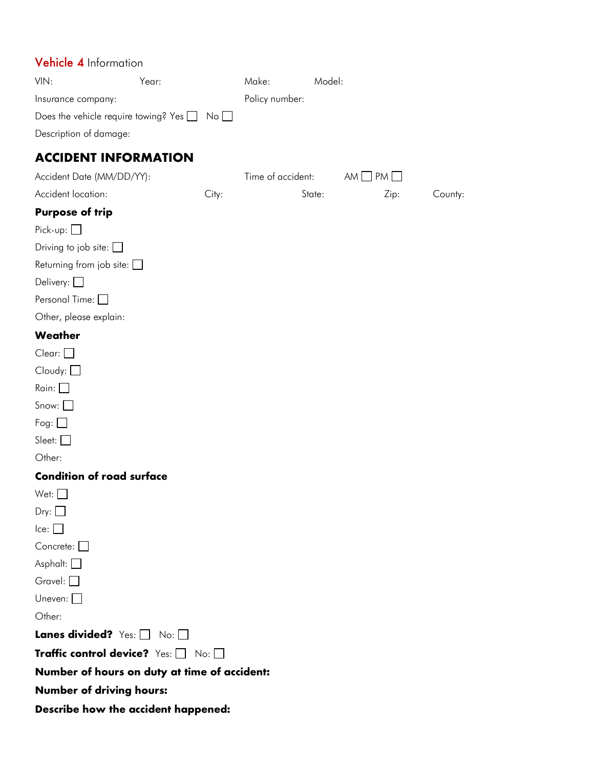## Vehicle 4 Information

VIN: Year: Make: Model:

Insurance company: Policy number:

Does the vehicle require towing? Yes ☐ No ☐

Description of damage:

## ACCIDENT INFORMATION

Accident Date (MM/DD/YY): Time of accident: AM ☐ PM ☐

Accident location: City: State: Zip: County:

### Purpose of trip

Pick-up: ☐

Driving to job site: ☐

Returning from job site: ☐

Delivery: ☐

Personal Time: ☐

Other, please explain:

### Weather

Clear: ☐

Cloudy: ☐

Rain: ☐

Snow: ☐

Fog: ☐

Sleet: ☐

Other:

### Condition of road surface

Wet: ☐

Dry: ☐

Ice: ☐

Concrete: ☐

Asphalt: ☐

Gravel: ☐

Uneven: ☐

Other:

**Lanes divided?** Yes: ☐ No: ☐

**Traffic control device?** Yes: ☐ No: ☐

**Number of hours on duty at time of accident:**

**Number of driving hours:**

**Describe how the accident happened:**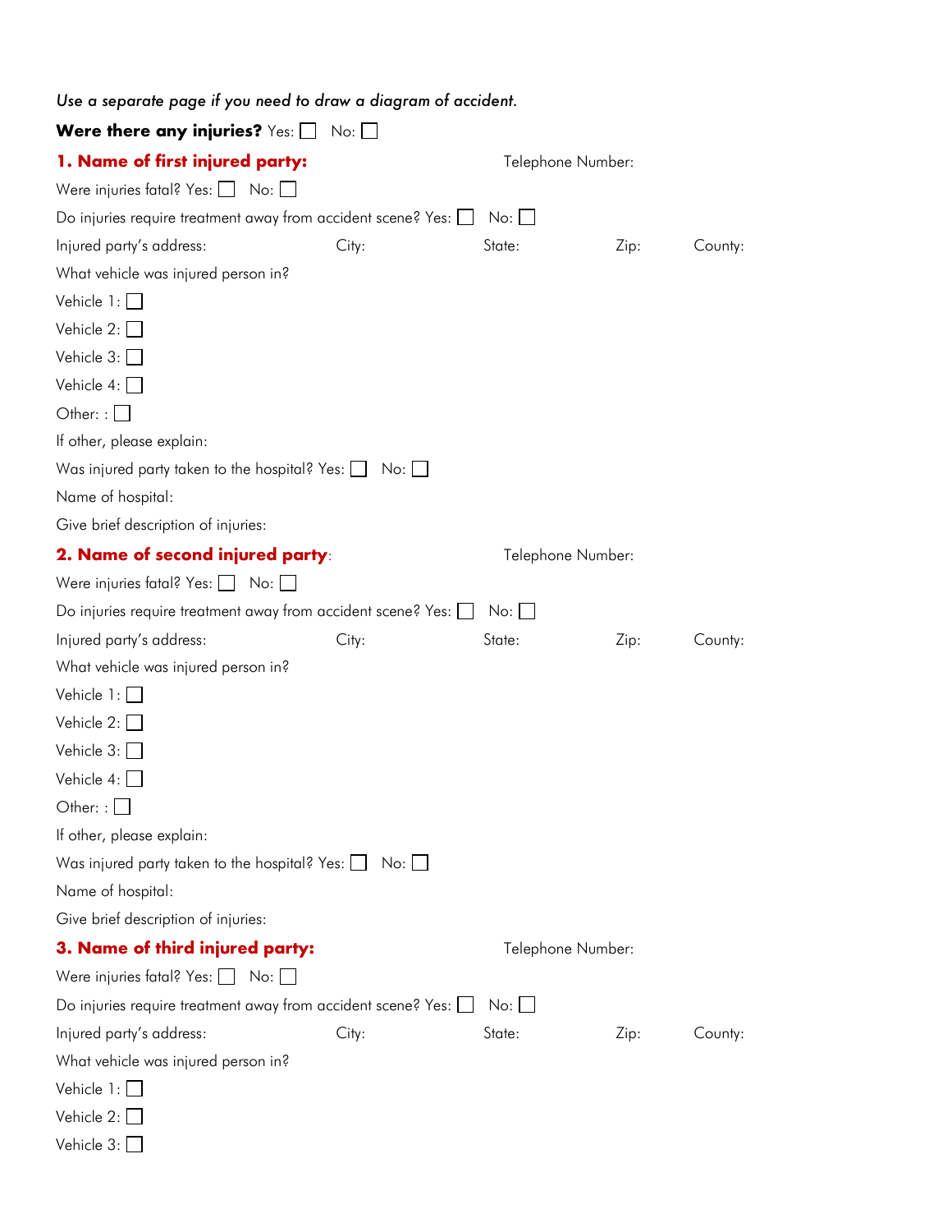*Use a separate page if you need to draw a diagram of accident.*

**Were there any injuries?** Yes: ☐ No: ☐

**1. Name of first injured party:** Telephone Number:

Were injuries fatal? Yes: ☐ No: ☐

Do injuries require treatment away from accident scene? Yes: ☐ No: ☐

Injured party's address: City: State: Zip: County:

What vehicle was injured person in?

Vehicle 1: ☐

Vehicle 2: ☐

Vehicle 3: ☐

Vehicle 4: ☐

Other: : ☐

If other, please explain:

Was injured party taken to the hospital? Yes: ☐ No: ☐

Name of hospital:

Give brief description of injuries:

**2. Name of second injured party:** Telephone Number:

Were injuries fatal? Yes: ☐ No: ☐

Do injuries require treatment away from accident scene? Yes: ☐ No: ☐

Injured party's address: City: State: Zip: County:

What vehicle was injured person in?

Vehicle 1: ☐

Vehicle 2: ☐

Vehicle 3: ☐

Vehicle 4: ☐

Other: : ☐

If other, please explain:

Was injured party taken to the hospital? Yes: ☐ No: ☐

Name of hospital:

Give brief description of injuries:

**3. Name of third injured party:** Telephone Number:

Were injuries fatal? Yes: ☐ No: ☐

Do injuries require treatment away from accident scene? Yes: ☐ No: ☐

Injured party's address: City: State: Zip: County:

What vehicle was injured person in?

Vehicle 1: ☐

Vehicle 2: ☐

Vehicle 3: ☐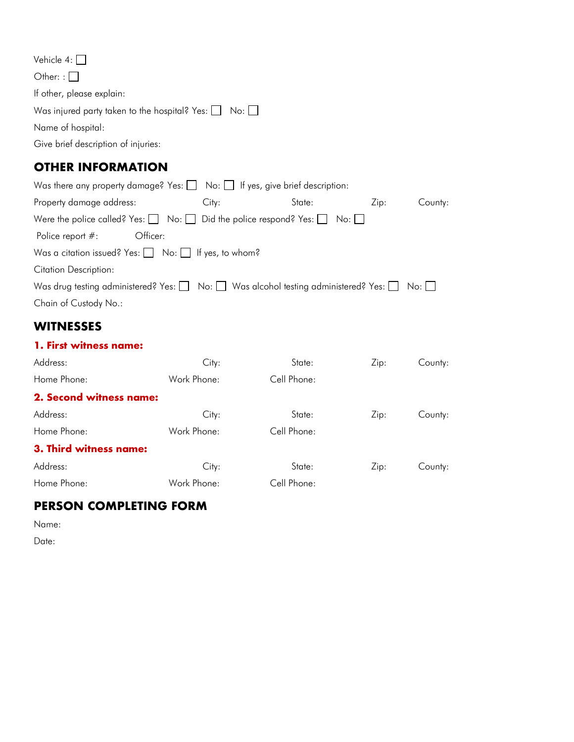Vehicle 4: ☐

Other: : ☐

If other, please explain:

Was injured party taken to the hospital? Yes: ☐ No: ☐

Name of hospital:

Give brief description of injuries:

## OTHER INFORMATION

Was there any property damage? Yes: ☐ No: ☐ If yes, give brief description:

Property damage address: City: State: Zip: County:

Were the police called? Yes: ☐ No: ☐ Did the police respond? Yes: ☐ No: ☐

Police report #: Officer:

Was a citation issued? Yes: ☐ No: ☐ If yes, to whom?

Citation Description:

Was drug testing administered? Yes: ☐ No: ☐ Was alcohol testing administered? Yes: ☐ No: ☐

Chain of Custody No.:

## WITNESSES

### 1. First witness name:

Address: City: State: Zip: County:

Home Phone: Work Phone: Cell Phone:

### 2. Second witness name:

Address: City: State: Zip: County:

Home Phone: Work Phone: Cell Phone:

### 3. Third witness name:

Address: City: State: Zip: County:

Home Phone: Work Phone: Cell Phone:

## PERSON COMPLETING FORM

Name:

Date: